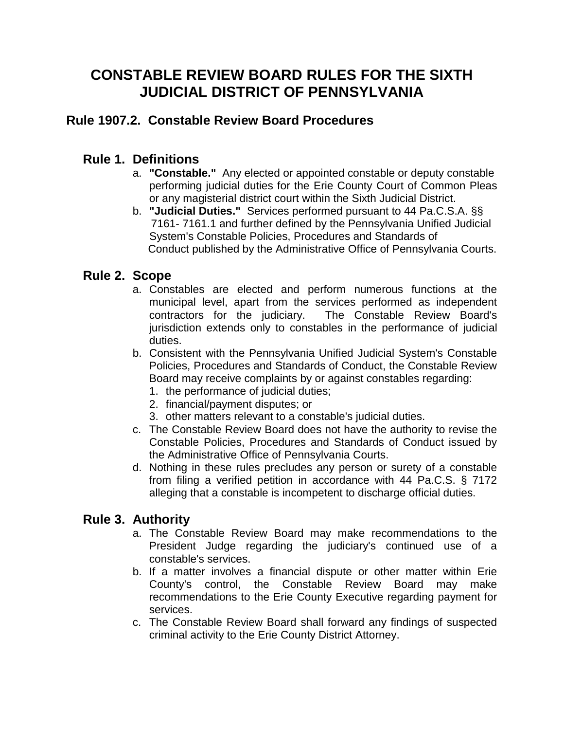# CONSTABLE REVIEW BOARD RULES FOR THE SIXTH JUDICIAL DISTRICT OF PENNSYLVANIA

## Rule 1907.2. Constable Review Board Procedures

### Rule 1. Definitions

a. **"Constable."** Any elected or appointed constable or deputy constable performing judicial duties for the Erie County Court of Common Pleas or any magisterial district court within the Sixth Judicial District.

b. **"Judicial Duties."** Services performed pursuant to 44 Pa.C.S.A. §§ 7161- 7161.1 and further defined by the Pennsylvania Unified Judicial System's Constable Policies, Procedures and Standards of Conduct published by the Administrative Office of Pennsylvania Courts.

### Rule 2. Scope

a. Constables are elected and perform numerous functions at the municipal level, apart from the services performed as independent contractors for the judiciary. The Constable Review Board's jurisdiction extends only to constables in the performance of judicial duties.

b. Consistent with the Pennsylvania Unified Judicial System's Constable Policies, Procedures and Standards of Conduct, the Constable Review Board may receive complaints by or against constables regarding:
   1. the performance of judicial duties;
   2. financial/payment disputes; or
   3. other matters relevant to a constable's judicial duties.

c. The Constable Review Board does not have the authority to revise the Constable Policies, Procedures and Standards of Conduct issued by the Administrative Office of Pennsylvania Courts.

d. Nothing in these rules precludes any person or surety of a constable from filing a verified petition in accordance with 44 Pa.C.S. § 7172 alleging that a constable is incompetent to discharge official duties.

### Rule 3. Authority

a. The Constable Review Board may make recommendations to the President Judge regarding the judiciary's continued use of a constable's services.

b. If a matter involves a financial dispute or other matter within Erie County's control, the Constable Review Board may make recommendations to the Erie County Executive regarding payment for services.

c. The Constable Review Board shall forward any findings of suspected criminal activity to the Erie County District Attorney.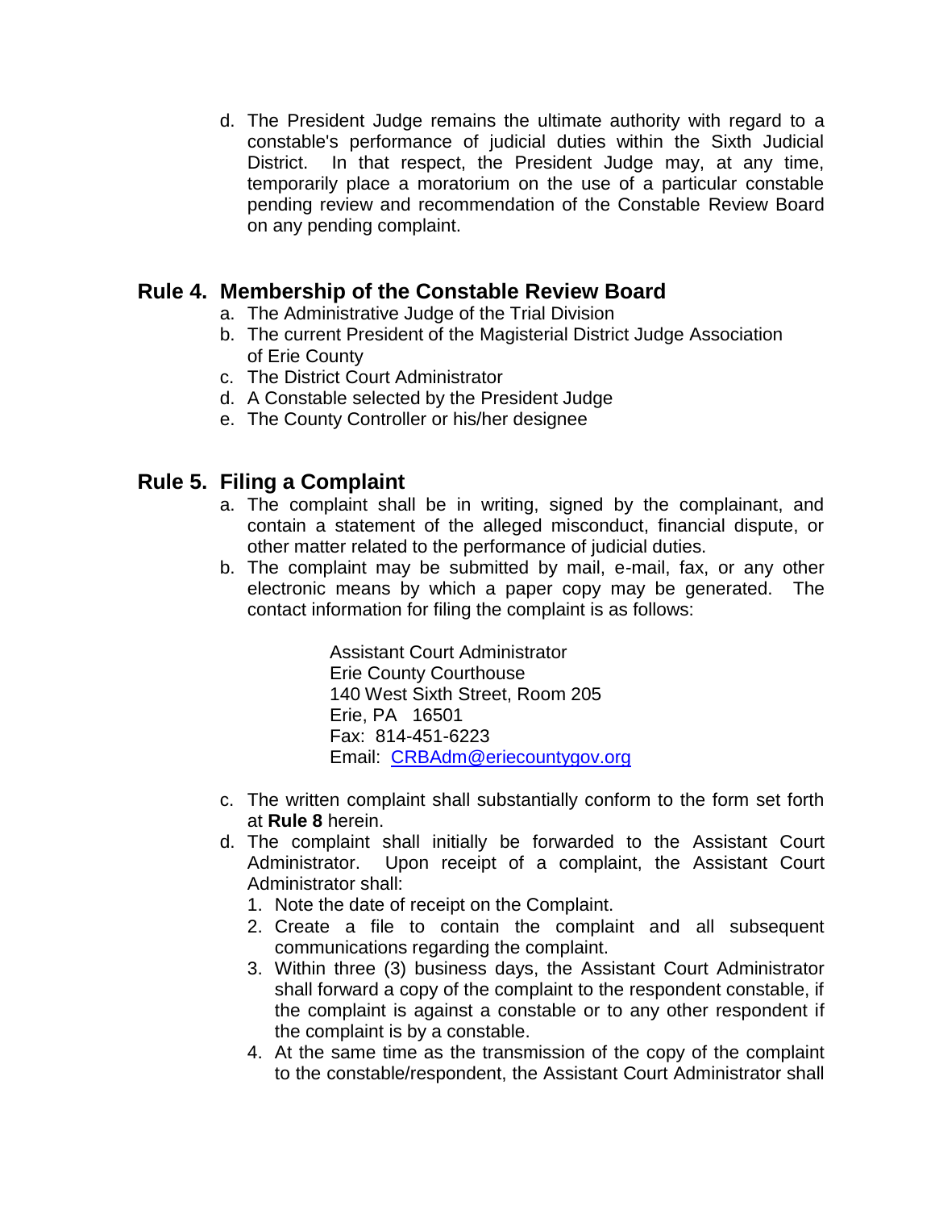d. The President Judge remains the ultimate authority with regard to a constable's performance of judicial duties within the Sixth Judicial District. In that respect, the President Judge may, at any time, temporarily place a moratorium on the use of a particular constable pending review and recommendation of the Constable Review Board on any pending complaint.

## Rule 4. Membership of the Constable Review Board

a. The Administrative Judge of the Trial Division
b. The current President of the Magisterial District Judge Association of Erie County
c. The District Court Administrator
d. A Constable selected by the President Judge
e. The County Controller or his/her designee

## Rule 5. Filing a Complaint

a. The complaint shall be in writing, signed by the complainant, and contain a statement of the alleged misconduct, financial dispute, or other matter related to the performance of judicial duties.
b. The complaint may be submitted by mail, e-mail, fax, or any other electronic means by which a paper copy may be generated. The contact information for filing the complaint is as follows:

   Assistant Court Administrator
   Erie County Courthouse
   140 West Sixth Street, Room 205
   Erie, PA 16501
   Fax: 814-451-6223
   Email: CRBAdm@eriecountygov.org

c. The written complaint shall substantially conform to the form set forth at **Rule 8** herein.
d. The complaint shall initially be forwarded to the Assistant Court Administrator. Upon receipt of a complaint, the Assistant Court Administrator shall:
   1. Note the date of receipt on the Complaint.
   2. Create a file to contain the complaint and all subsequent communications regarding the complaint.
   3. Within three (3) business days, the Assistant Court Administrator shall forward a copy of the complaint to the respondent constable, if the complaint is against a constable or to any other respondent if the complaint is by a constable.
   4. At the same time as the transmission of the copy of the complaint to the constable/respondent, the Assistant Court Administrator shall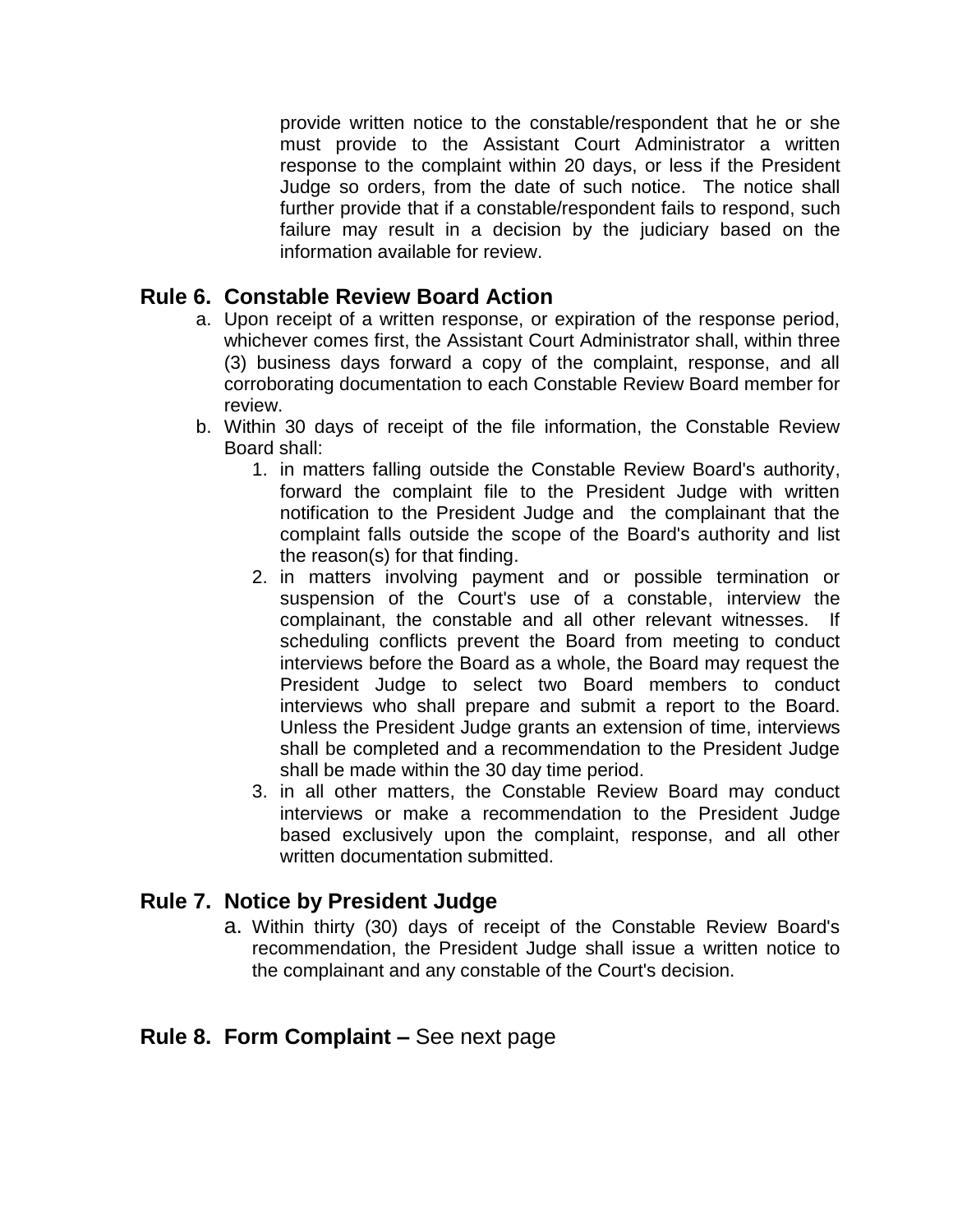provide written notice to the constable/respondent that he or she must provide to the Assistant Court Administrator a written response to the complaint within 20 days, or less if the President Judge so orders, from the date of such notice. The notice shall further provide that if a constable/respondent fails to respond, such failure may result in a decision by the judiciary based on the information available for review.

## Rule 6. Constable Review Board Action

a. Upon receipt of a written response, or expiration of the response period, whichever comes first, the Assistant Court Administrator shall, within three (3) business days forward a copy of the complaint, response, and all corroborating documentation to each Constable Review Board member for review.

b. Within 30 days of receipt of the file information, the Constable Review Board shall:

   1. in matters falling outside the Constable Review Board's authority, forward the complaint file to the President Judge with written notification to the President Judge and the complainant that the complaint falls outside the scope of the Board's authority and list the reason(s) for that finding.
   2. in matters involving payment and or possible termination or suspension of the Court's use of a constable, interview the complainant, the constable and all other relevant witnesses. If scheduling conflicts prevent the Board from meeting to conduct interviews before the Board as a whole, the Board may request the President Judge to select two Board members to conduct interviews who shall prepare and submit a report to the Board. Unless the President Judge grants an extension of time, interviews shall be completed and a recommendation to the President Judge shall be made within the 30 day time period.
   3. in all other matters, the Constable Review Board may conduct interviews or make a recommendation to the President Judge based exclusively upon the complaint, response, and all other written documentation submitted.

## Rule 7. Notice by President Judge

a. Within thirty (30) days of receipt of the Constable Review Board's recommendation, the President Judge shall issue a written notice to the complainant and any constable of the Court's decision.

## Rule 8. Form Complaint – See next page